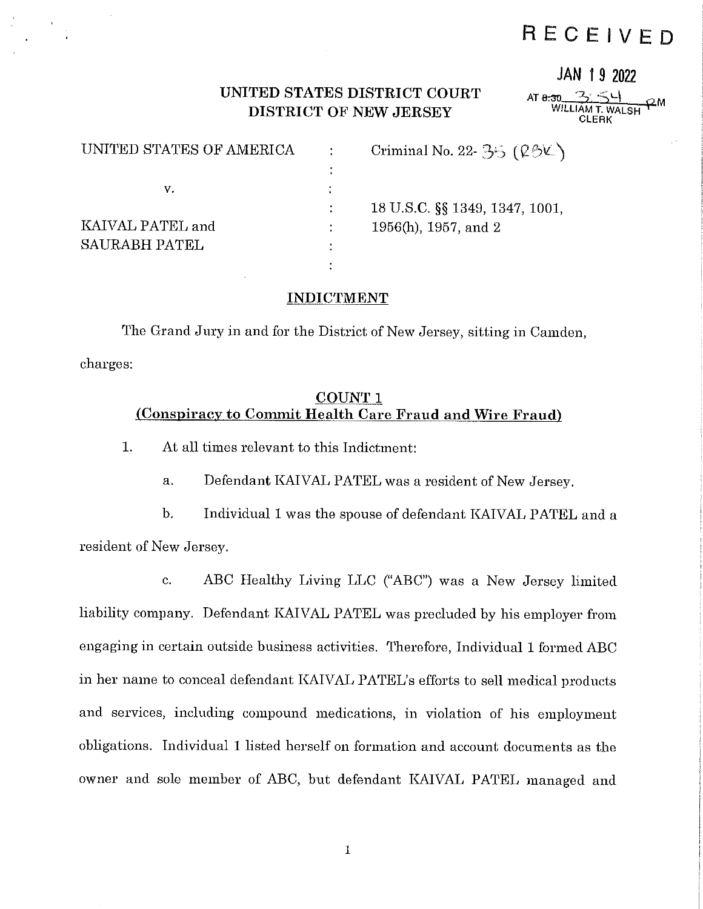RECEIVED

JAN 19 2022

AT 8:30 3:54 PM
WILLIAM T. WALSH
CLERK

**UNITED STATES DISTRICT COURT**
**DISTRICT OF NEW JERSEY**

| | | |
|---|---|---|
| UNITED STATES OF AMERICA | : | Criminal No. 22- 35 (RBK) |
| | : | |
| v. | : | |
| | : | 18 U.S.C. §§ 1349, 1347, 1001, |
| KAIVAL PATEL and | : | 1956(h), 1957, and 2 |
| SAURABH PATEL | : | |
| | : | |

## INDICTMENT

The Grand Jury in and for the District of New Jersey, sitting in Camden, charges:

### COUNT 1
### (Conspiracy to Commit Health Care Fraud and Wire Fraud)

1. At all times relevant to this Indictment:

a. Defendant KAIVAL PATEL was a resident of New Jersey.

b. Individual 1 was the spouse of defendant KAIVAL PATEL and a resident of New Jersey.

c. ABC Healthy Living LLC ("ABC") was a New Jersey limited liability company. Defendant KAIVAL PATEL was precluded by his employer from engaging in certain outside business activities. Therefore, Individual 1 formed ABC in her name to conceal defendant KAIVAL PATEL's efforts to sell medical products and services, including compound medications, in violation of his employment obligations. Individual 1 listed herself on formation and account documents as the owner and sole member of ABC, but defendant KAIVAL PATEL managed and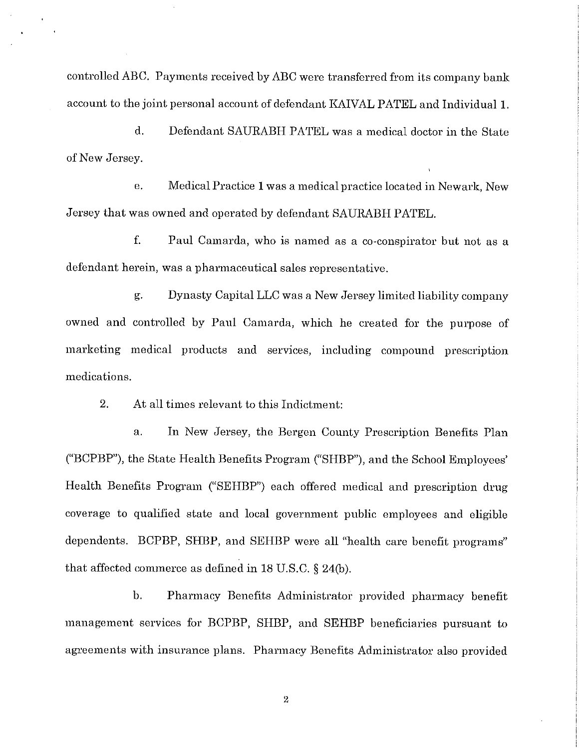controlled ABC. Payments received by ABC were transferred from its company bank account to the joint personal account of defendant KAIVAL PATEL and Individual 1.

d. Defendant SAURABH PATEL was a medical doctor in the State of New Jersey.

e. Medical Practice 1 was a medical practice located in Newark, New Jersey that was owned and operated by defendant SAURABH PATEL.

f. Paul Camarda, who is named as a co-conspirator but not as a defendant herein, was a pharmaceutical sales representative.

g. Dynasty Capital LLC was a New Jersey limited liability company owned and controlled by Paul Camarda, which he created for the purpose of marketing medical products and services, including compound prescription medications.

2. At all times relevant to this Indictment:

a. In New Jersey, the Bergen County Prescription Benefits Plan ("BCPBP"), the State Health Benefits Program ("SHBP"), and the School Employees' Health Benefits Program ("SEHBP") each offered medical and prescription drug coverage to qualified state and local government public employees and eligible dependents. BCPBP, SHBP, and SEHBP were all "health care benefit programs" that affected commerce as defined in 18 U.S.C. § 24(b).

b. Pharmacy Benefits Administrator provided pharmacy benefit management services for BCPBP, SHBP, and SEHBP beneficiaries pursuant to agreements with insurance plans. Pharmacy Benefits Administrator also provided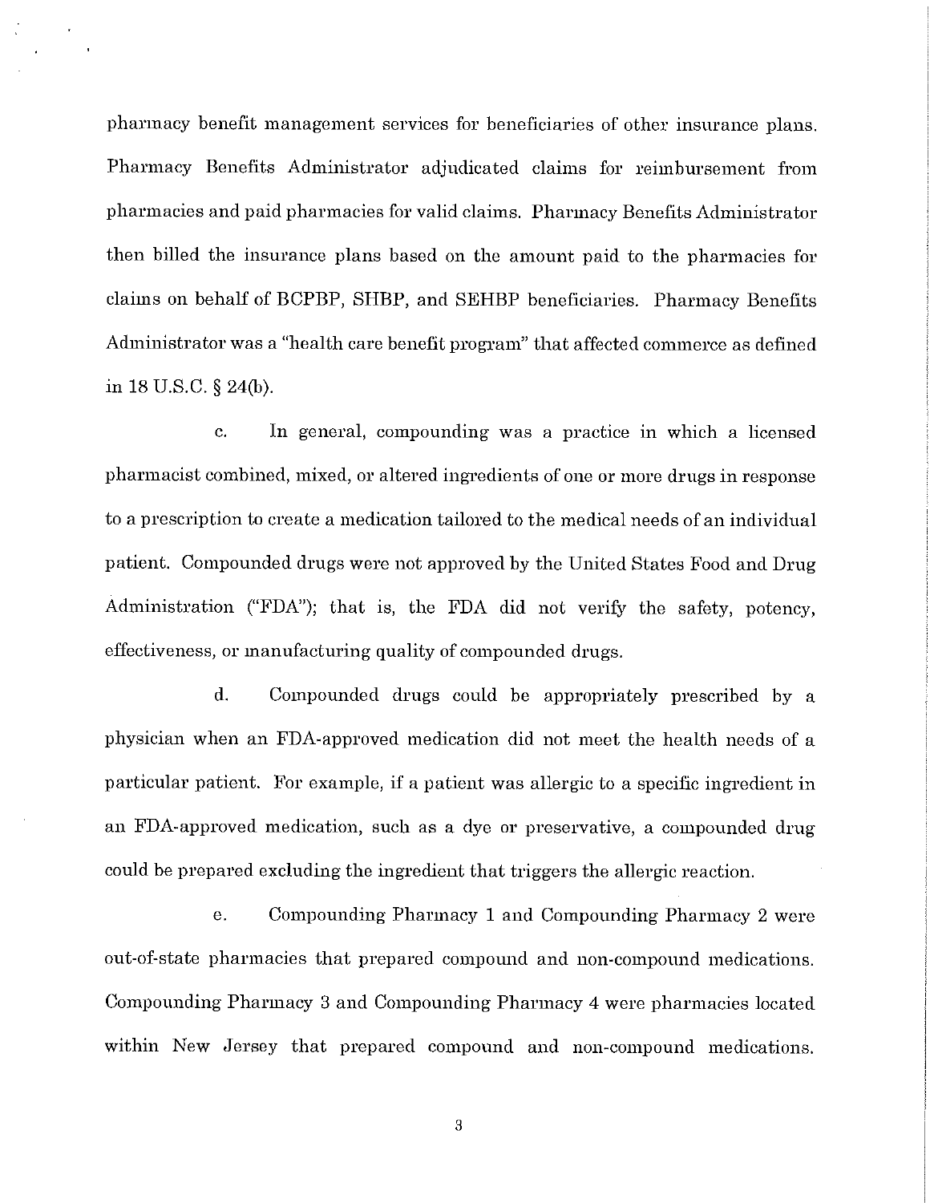pharmacy benefit management services for beneficiaries of other insurance plans. Pharmacy Benefits Administrator adjudicated claims for reimbursement from pharmacies and paid pharmacies for valid claims. Pharmacy Benefits Administrator then billed the insurance plans based on the amount paid to the pharmacies for claims on behalf of BCPBP, SHBP, and SEHBP beneficiaries. Pharmacy Benefits Administrator was a "health care benefit program" that affected commerce as defined in 18 U.S.C. § 24(b).

c. In general, compounding was a practice in which a licensed pharmacist combined, mixed, or altered ingredients of one or more drugs in response to a prescription to create a medication tailored to the medical needs of an individual patient. Compounded drugs were not approved by the United States Food and Drug Administration ("FDA"); that is, the FDA did not verify the safety, potency, effectiveness, or manufacturing quality of compounded drugs.

d. Compounded drugs could be appropriately prescribed by a physician when an FDA-approved medication did not meet the health needs of a particular patient. For example, if a patient was allergic to a specific ingredient in an FDA-approved medication, such as a dye or preservative, a compounded drug could be prepared excluding the ingredient that triggers the allergic reaction.

e. Compounding Pharmacy 1 and Compounding Pharmacy 2 were out-of-state pharmacies that prepared compound and non-compound medications. Compounding Pharmacy 3 and Compounding Pharmacy 4 were pharmacies located within New Jersey that prepared compound and non-compound medications.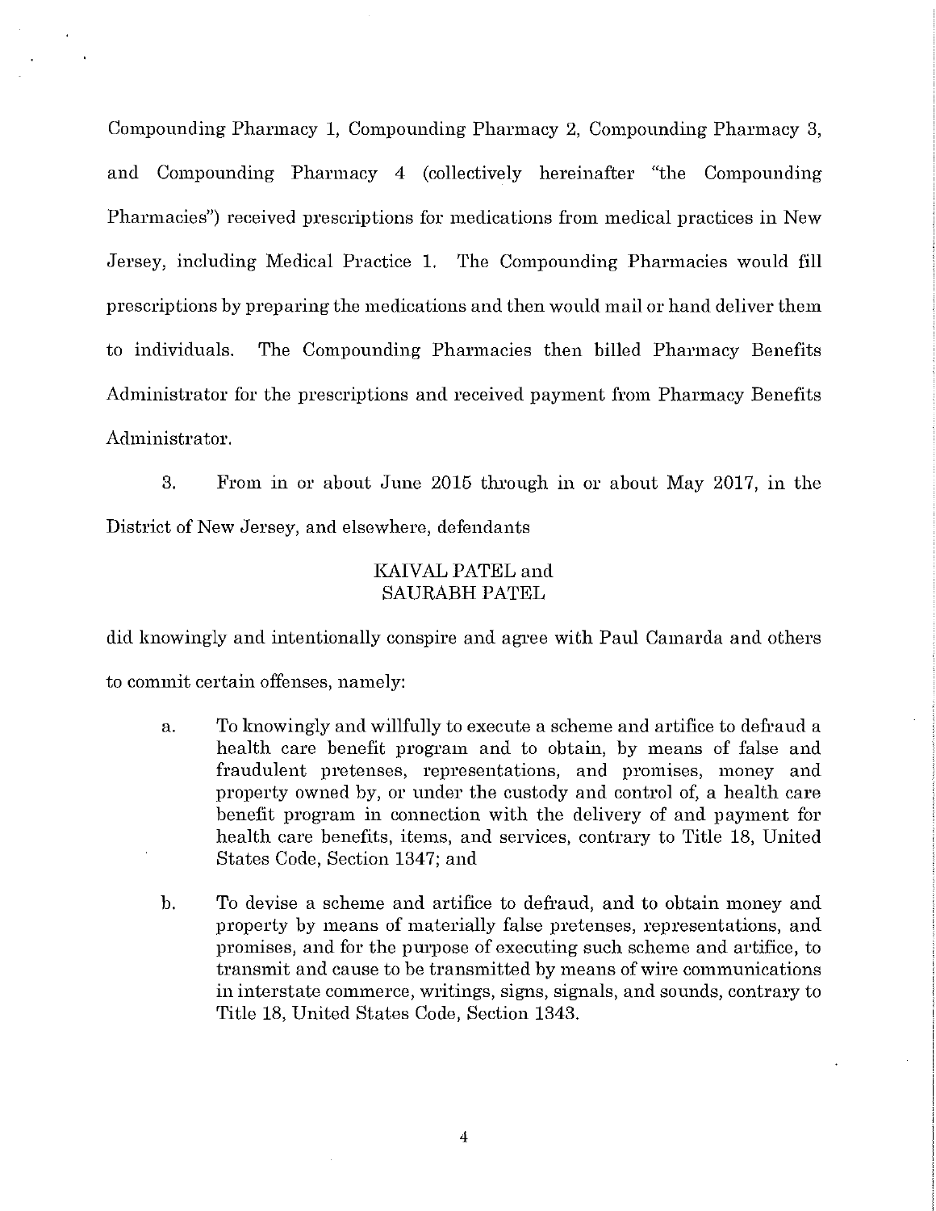Compounding Pharmacy 1, Compounding Pharmacy 2, Compounding Pharmacy 3, and Compounding Pharmacy 4 (collectively hereinafter "the Compounding Pharmacies") received prescriptions for medications from medical practices in New Jersey, including Medical Practice 1. The Compounding Pharmacies would fill prescriptions by preparing the medications and then would mail or hand deliver them to individuals. The Compounding Pharmacies then billed Pharmacy Benefits Administrator for the prescriptions and received payment from Pharmacy Benefits Administrator.

3. From in or about June 2015 through in or about May 2017, in the District of New Jersey, and elsewhere, defendants

KAIVAL PATEL and
SAURABH PATEL

did knowingly and intentionally conspire and agree with Paul Camarda and others to commit certain offenses, namely:

a. To knowingly and willfully to execute a scheme and artifice to defraud a health care benefit program and to obtain, by means of false and fraudulent pretenses, representations, and promises, money and property owned by, or under the custody and control of, a health care benefit program in connection with the delivery of and payment for health care benefits, items, and services, contrary to Title 18, United States Code, Section 1347; and

b. To devise a scheme and artifice to defraud, and to obtain money and property by means of materially false pretenses, representations, and promises, and for the purpose of executing such scheme and artifice, to transmit and cause to be transmitted by means of wire communications in interstate commerce, writings, signs, signals, and sounds, contrary to Title 18, United States Code, Section 1343.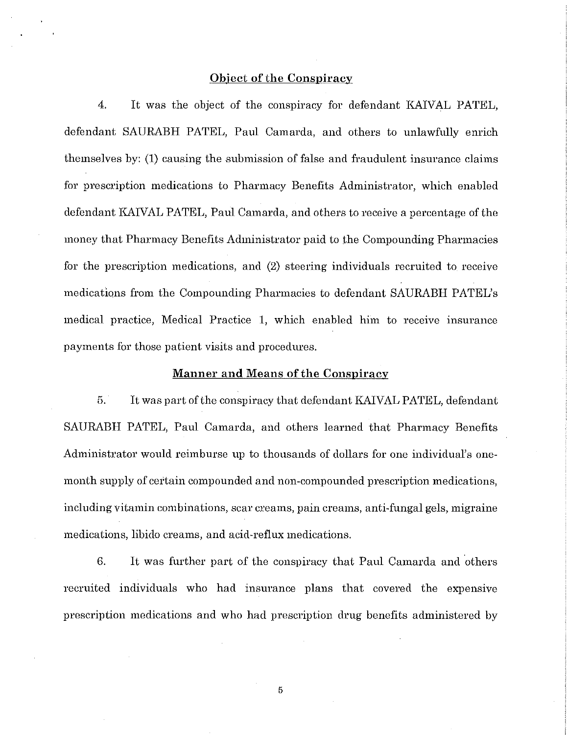## Object of the Conspiracy

4. It was the object of the conspiracy for defendant KAIVAL PATEL, defendant SAURABH PATEL, Paul Camarda, and others to unlawfully enrich themselves by: (1) causing the submission of false and fraudulent insurance claims for prescription medications to Pharmacy Benefits Administrator, which enabled defendant KAIVAL PATEL, Paul Camarda, and others to receive a percentage of the money that Pharmacy Benefits Administrator paid to the Compounding Pharmacies for the prescription medications, and (2) steering individuals recruited to receive medications from the Compounding Pharmacies to defendant SAURABH PATEL's medical practice, Medical Practice 1, which enabled him to receive insurance payments for those patient visits and procedures.

## Manner and Means of the Conspiracy

5. It was part of the conspiracy that defendant KAIVAL PATEL, defendant SAURABH PATEL, Paul Camarda, and others learned that Pharmacy Benefits Administrator would reimburse up to thousands of dollars for one individual's one-month supply of certain compounded and non-compounded prescription medications, including vitamin combinations, scar creams, pain creams, anti-fungal gels, migraine medications, libido creams, and acid-reflux medications.

6. It was further part of the conspiracy that Paul Camarda and others recruited individuals who had insurance plans that covered the expensive prescription medications and who had prescription drug benefits administered by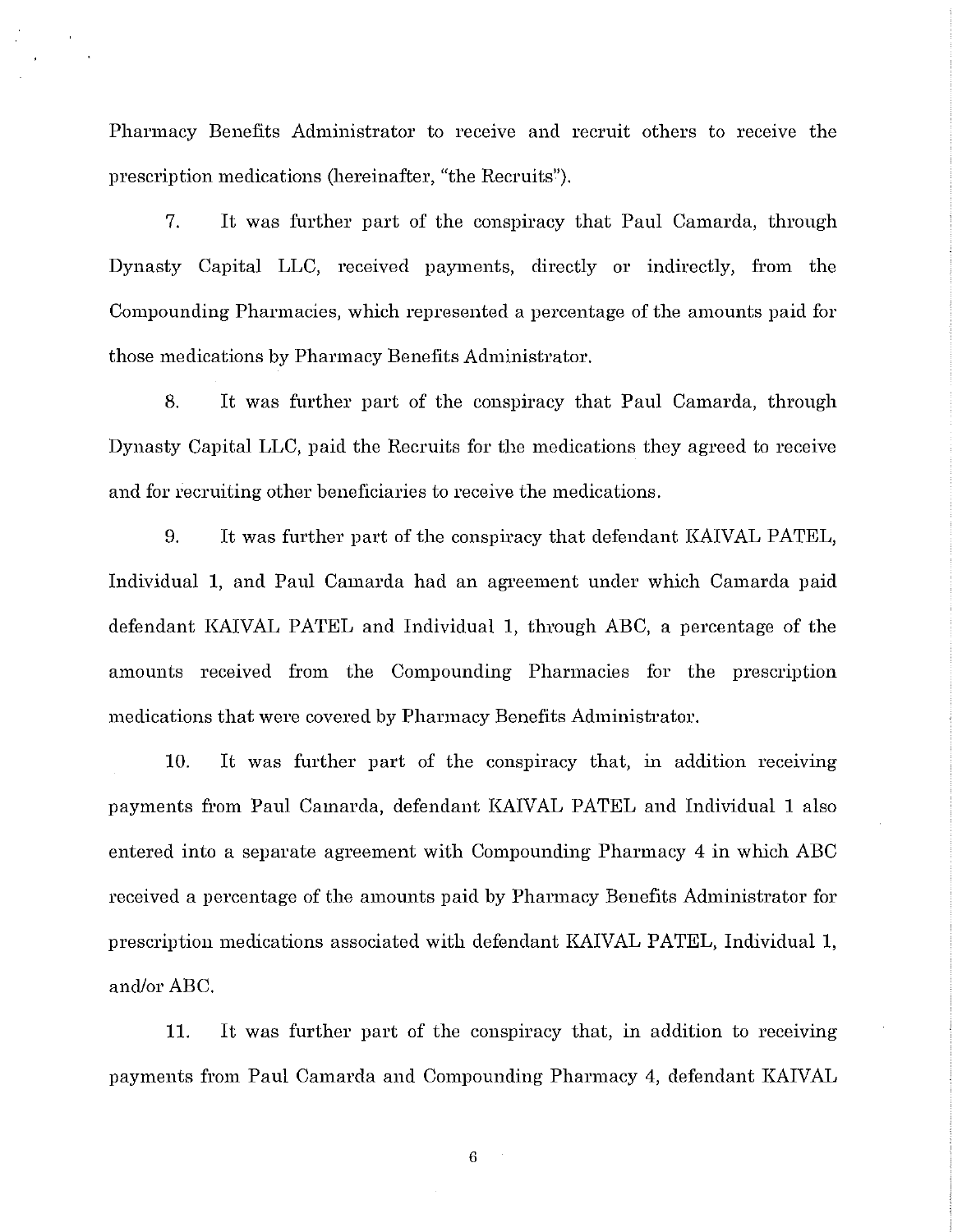Pharmacy Benefits Administrator to receive and recruit others to receive the prescription medications (hereinafter, "the Recruits").

7. It was further part of the conspiracy that Paul Camarda, through Dynasty Capital LLC, received payments, directly or indirectly, from the Compounding Pharmacies, which represented a percentage of the amounts paid for those medications by Pharmacy Benefits Administrator.

8. It was further part of the conspiracy that Paul Camarda, through Dynasty Capital LLC, paid the Recruits for the medications they agreed to receive and for recruiting other beneficiaries to receive the medications.

9. It was further part of the conspiracy that defendant KAIVAL PATEL, Individual 1, and Paul Camarda had an agreement under which Camarda paid defendant KAIVAL PATEL and Individual 1, through ABC, a percentage of the amounts received from the Compounding Pharmacies for the prescription medications that were covered by Pharmacy Benefits Administrator.

10. It was further part of the conspiracy that, in addition receiving payments from Paul Camarda, defendant KAIVAL PATEL and Individual 1 also entered into a separate agreement with Compounding Pharmacy 4 in which ABC received a percentage of the amounts paid by Pharmacy Benefits Administrator for prescription medications associated with defendant KAIVAL PATEL, Individual 1, and/or ABC.

11. It was further part of the conspiracy that, in addition to receiving payments from Paul Camarda and Compounding Pharmacy 4, defendant KAIVAL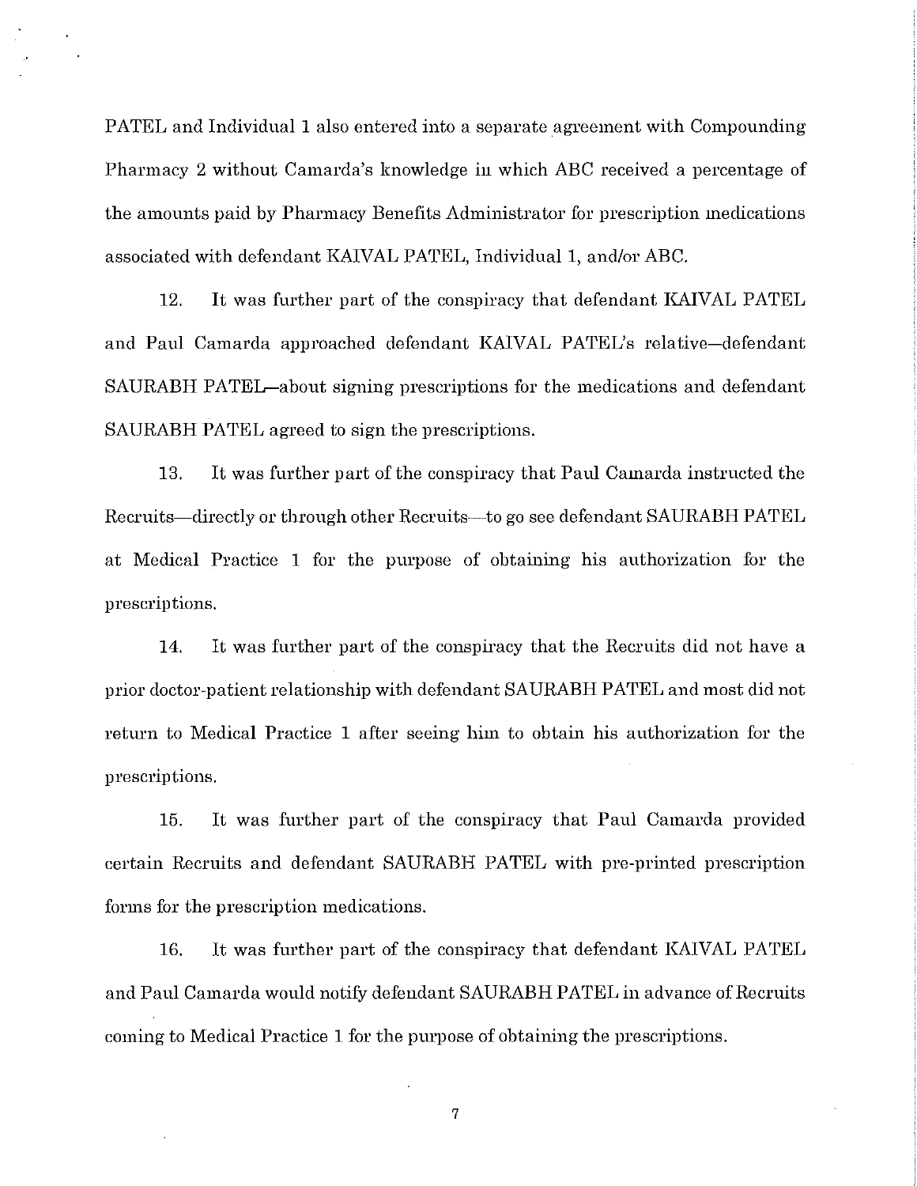PATEL and Individual 1 also entered into a separate agreement with Compounding Pharmacy 2 without Camarda's knowledge in which ABC received a percentage of the amounts paid by Pharmacy Benefits Administrator for prescription medications associated with defendant KAIVAL PATEL, Individual 1, and/or ABC.

12. It was further part of the conspiracy that defendant KAIVAL PATEL and Paul Camarda approached defendant KAIVAL PATEL's relative—defendant SAURABH PATEL—about signing prescriptions for the medications and defendant SAURABH PATEL agreed to sign the prescriptions.

13. It was further part of the conspiracy that Paul Camarda instructed the Recruits—directly or through other Recruits—to go see defendant SAURABH PATEL at Medical Practice 1 for the purpose of obtaining his authorization for the prescriptions.

14. It was further part of the conspiracy that the Recruits did not have a prior doctor-patient relationship with defendant SAURABH PATEL and most did not return to Medical Practice 1 after seeing him to obtain his authorization for the prescriptions.

15. It was further part of the conspiracy that Paul Camarda provided certain Recruits and defendant SAURABH PATEL with pre-printed prescription forms for the prescription medications.

16. It was further part of the conspiracy that defendant KAIVAL PATEL and Paul Camarda would notify defendant SAURABH PATEL in advance of Recruits coming to Medical Practice 1 for the purpose of obtaining the prescriptions.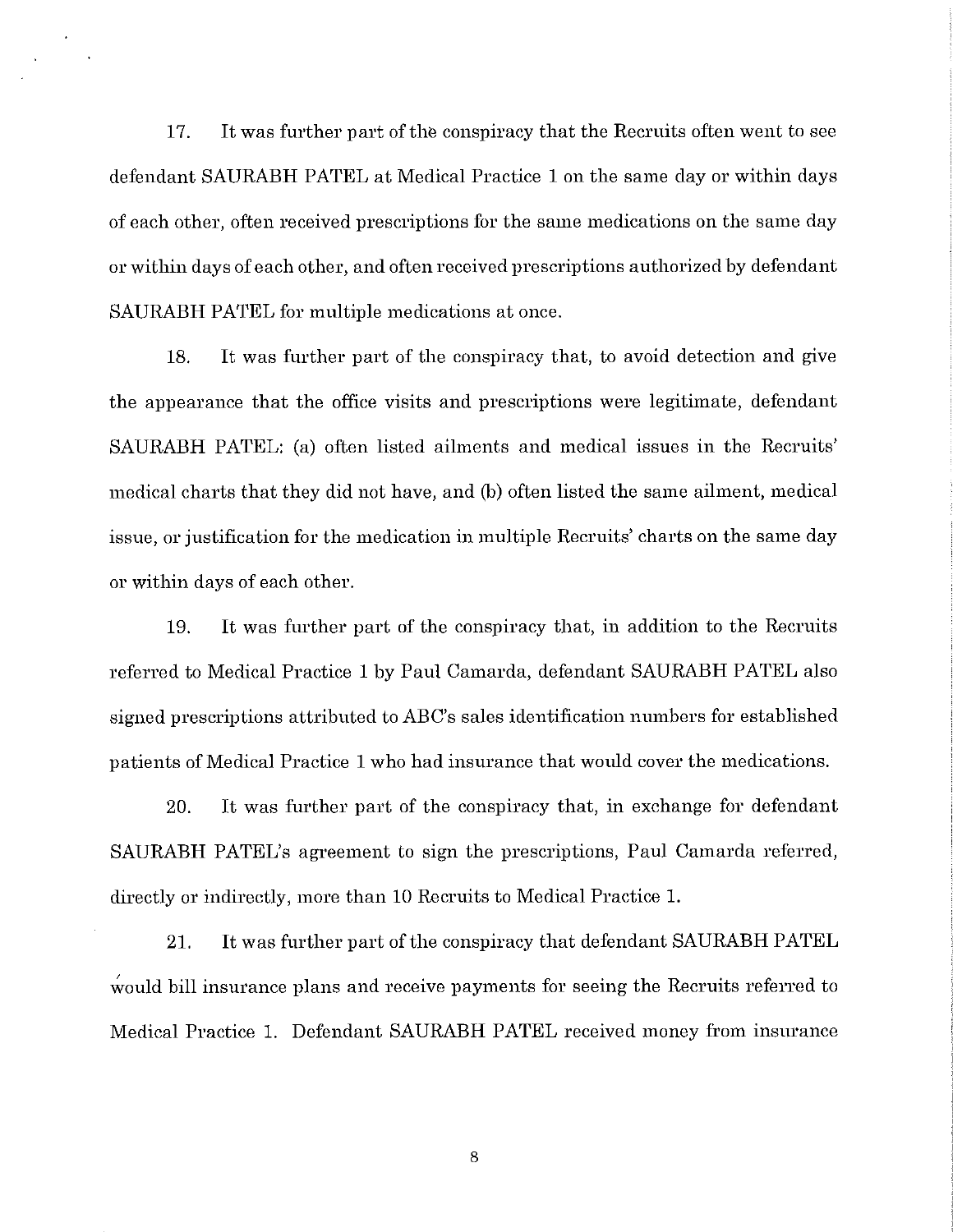17. It was further part of the conspiracy that the Recruits often went to see defendant SAURABH PATEL at Medical Practice 1 on the same day or within days of each other, often received prescriptions for the same medications on the same day or within days of each other, and often received prescriptions authorized by defendant SAURABH PATEL for multiple medications at once.

18. It was further part of the conspiracy that, to avoid detection and give the appearance that the office visits and prescriptions were legitimate, defendant SAURABH PATEL: (a) often listed ailments and medical issues in the Recruits' medical charts that they did not have, and (b) often listed the same ailment, medical issue, or justification for the medication in multiple Recruits' charts on the same day or within days of each other.

19. It was further part of the conspiracy that, in addition to the Recruits referred to Medical Practice 1 by Paul Camarda, defendant SAURABH PATEL also signed prescriptions attributed to ABC's sales identification numbers for established patients of Medical Practice 1 who had insurance that would cover the medications.

20. It was further part of the conspiracy that, in exchange for defendant SAURABH PATEL's agreement to sign the prescriptions, Paul Camarda referred, directly or indirectly, more than 10 Recruits to Medical Practice 1.

21. It was further part of the conspiracy that defendant SAURABH PATEL would bill insurance plans and receive payments for seeing the Recruits referred to Medical Practice 1. Defendant SAURABH PATEL received money from insurance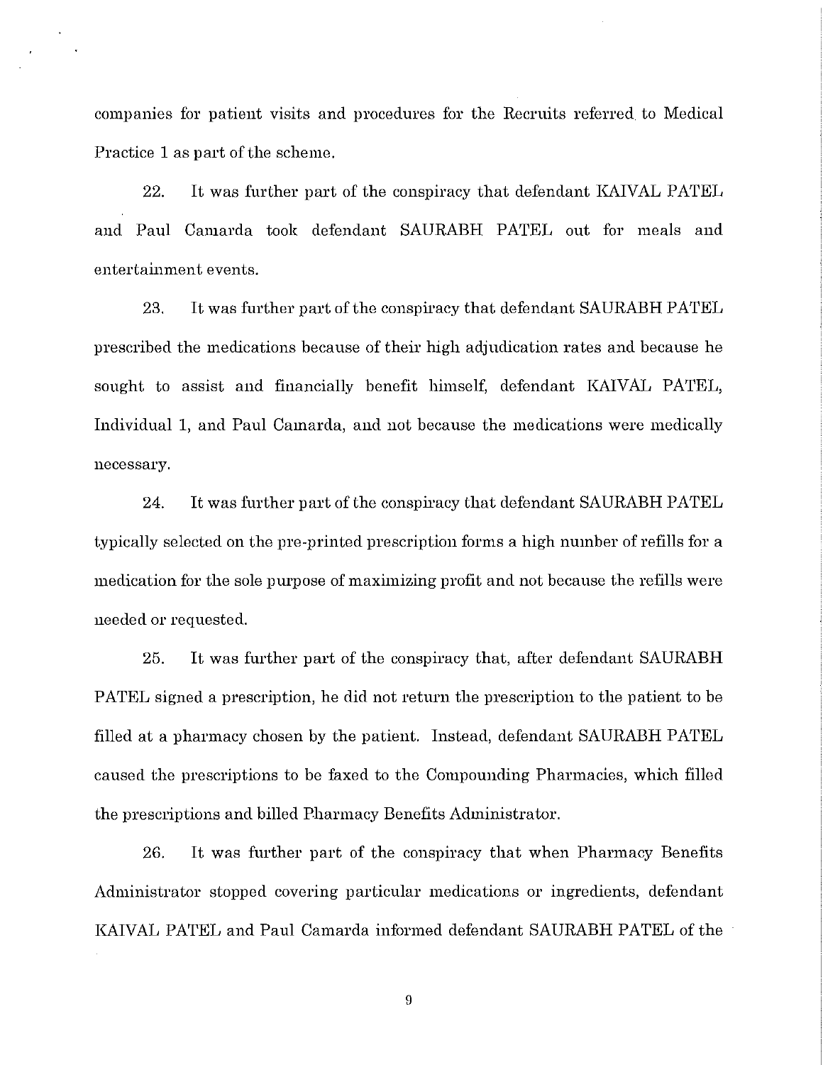companies for patient visits and procedures for the Recruits referred to Medical Practice 1 as part of the scheme.

22. It was further part of the conspiracy that defendant KAIVAL PATEL and Paul Camarda took defendant SAURABH PATEL out for meals and entertainment events.

23. It was further part of the conspiracy that defendant SAURABH PATEL prescribed the medications because of their high adjudication rates and because he sought to assist and financially benefit himself, defendant KAIVAL PATEL, Individual 1, and Paul Camarda, and not because the medications were medically necessary.

24. It was further part of the conspiracy that defendant SAURABH PATEL typically selected on the pre-printed prescription forms a high number of refills for a medication for the sole purpose of maximizing profit and not because the refills were needed or requested.

25. It was further part of the conspiracy that, after defendant SAURABH PATEL signed a prescription, he did not return the prescription to the patient to be filled at a pharmacy chosen by the patient. Instead, defendant SAURABH PATEL caused the prescriptions to be faxed to the Compounding Pharmacies, which filled the prescriptions and billed Pharmacy Benefits Administrator.

26. It was further part of the conspiracy that when Pharmacy Benefits Administrator stopped covering particular medications or ingredients, defendant KAIVAL PATEL and Paul Camarda informed defendant SAURABH PATEL of the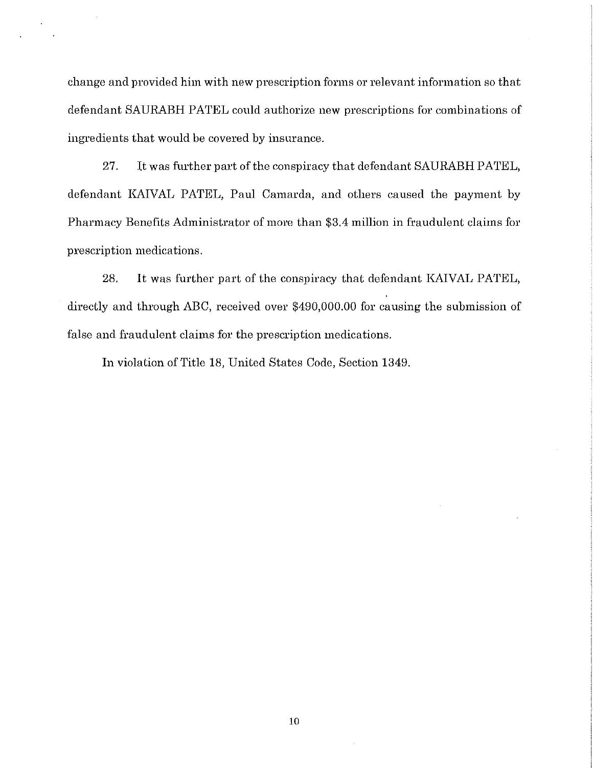change and provided him with new prescription forms or relevant information so that defendant SAURABH PATEL could authorize new prescriptions for combinations of ingredients that would be covered by insurance.

27. It was further part of the conspiracy that defendant SAURABH PATEL, defendant KAIVAL PATEL, Paul Camarda, and others caused the payment by Pharmacy Benefits Administrator of more than $3.4 million in fraudulent claims for prescription medications.

28. It was further part of the conspiracy that defendant KAIVAL PATEL, directly and through ABC, received over $490,000.00 for causing the submission of false and fraudulent claims for the prescription medications.

In violation of Title 18, United States Code, Section 1349.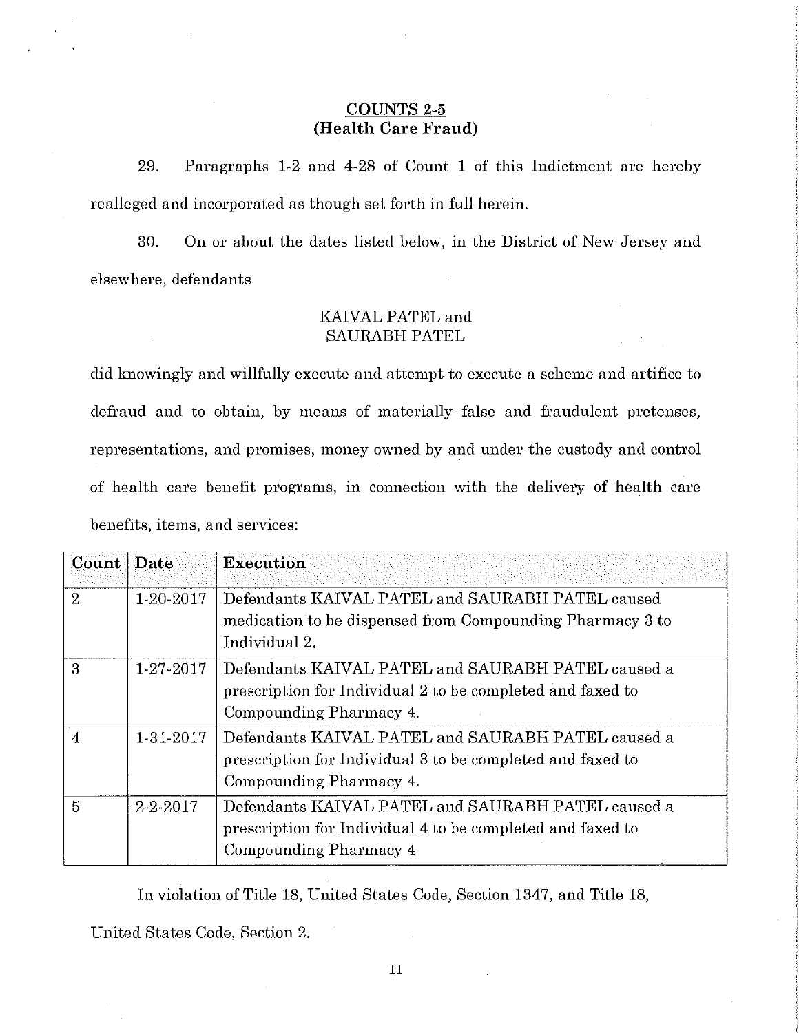## COUNTS 2-5
## (Health Care Fraud)

29. Paragraphs 1-2 and 4-28 of Count 1 of this Indictment are hereby realleged and incorporated as though set forth in full herein.

30. On or about the dates listed below, in the District of New Jersey and elsewhere, defendants

KAIVAL PATEL and
SAURABH PATEL

did knowingly and willfully execute and attempt to execute a scheme and artifice to defraud and to obtain, by means of materially false and fraudulent pretenses, representations, and promises, money owned by and under the custody and control of health care benefit programs, in connection with the delivery of health care benefits, items, and services:

| Count | Date | Execution |
|---|---|---|
| 2 | 1-20-2017 | Defendants KAIVAL PATEL and SAURABH PATEL caused medication to be dispensed from Compounding Pharmacy 3 to Individual 2. |
| 3 | 1-27-2017 | Defendants KAIVAL PATEL and SAURABH PATEL caused a prescription for Individual 2 to be completed and faxed to Compounding Pharmacy 4. |
| 4 | 1-31-2017 | Defendants KAIVAL PATEL and SAURABH PATEL caused a prescription for Individual 3 to be completed and faxed to Compounding Pharmacy 4. |
| 5 | 2-2-2017 | Defendants KAIVAL PATEL and SAURABH PATEL caused a prescription for Individual 4 to be completed and faxed to Compounding Pharmacy 4 |

In violation of Title 18, United States Code, Section 1347, and Title 18, United States Code, Section 2.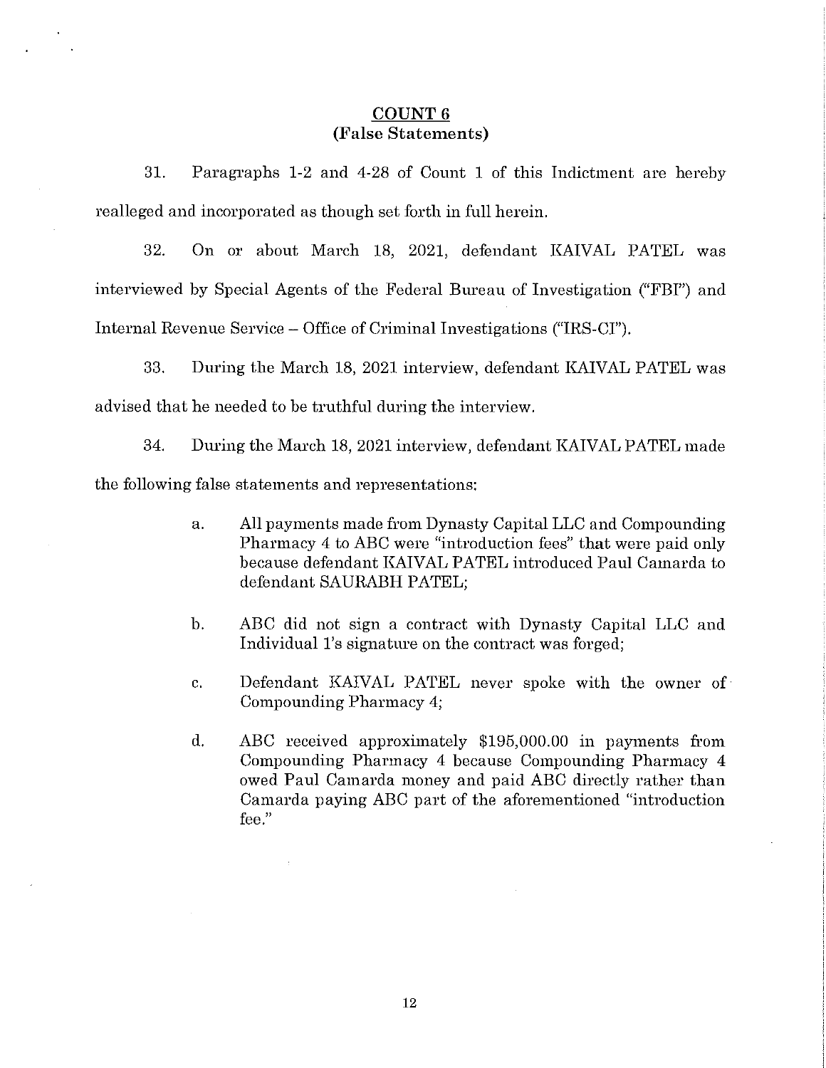## COUNT 6
## (False Statements)

31. Paragraphs 1-2 and 4-28 of Count 1 of this Indictment are hereby realleged and incorporated as though set forth in full herein.

32. On or about March 18, 2021, defendant KAIVAL PATEL was interviewed by Special Agents of the Federal Bureau of Investigation ("FBI") and Internal Revenue Service – Office of Criminal Investigations ("IRS-CI").

33. During the March 18, 2021 interview, defendant KAIVAL PATEL was advised that he needed to be truthful during the interview.

34. During the March 18, 2021 interview, defendant KAIVAL PATEL made the following false statements and representations:

a. All payments made from Dynasty Capital LLC and Compounding Pharmacy 4 to ABC were "introduction fees" that were paid only because defendant KAIVAL PATEL introduced Paul Camarda to defendant SAURABH PATEL;

b. ABC did not sign a contract with Dynasty Capital LLC and Individual 1's signature on the contract was forged;

c. Defendant KAIVAL PATEL never spoke with the owner of Compounding Pharmacy 4;

d. ABC received approximately $195,000.00 in payments from Compounding Pharmacy 4 because Compounding Pharmacy 4 owed Paul Camarda money and paid ABC directly rather than Camarda paying ABC part of the aforementioned "introduction fee."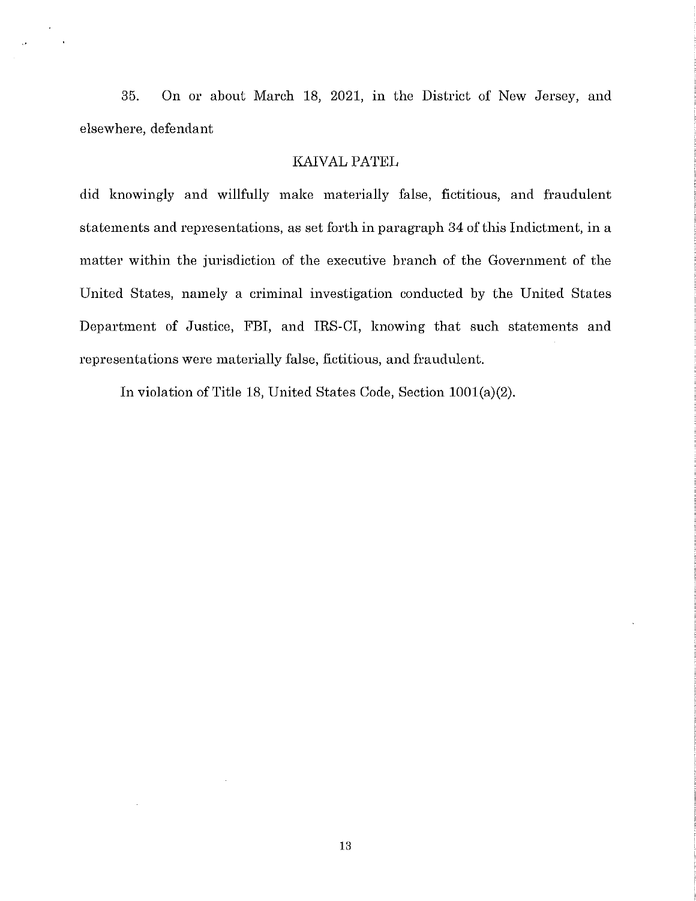35. On or about March 18, 2021, in the District of New Jersey, and elsewhere, defendant

KAIVAL PATEL

did knowingly and willfully make materially false, fictitious, and fraudulent statements and representations, as set forth in paragraph 34 of this Indictment, in a matter within the jurisdiction of the executive branch of the Government of the United States, namely a criminal investigation conducted by the United States Department of Justice, FBI, and IRS-CI, knowing that such statements and representations were materially false, fictitious, and fraudulent.

In violation of Title 18, United States Code, Section 1001(a)(2).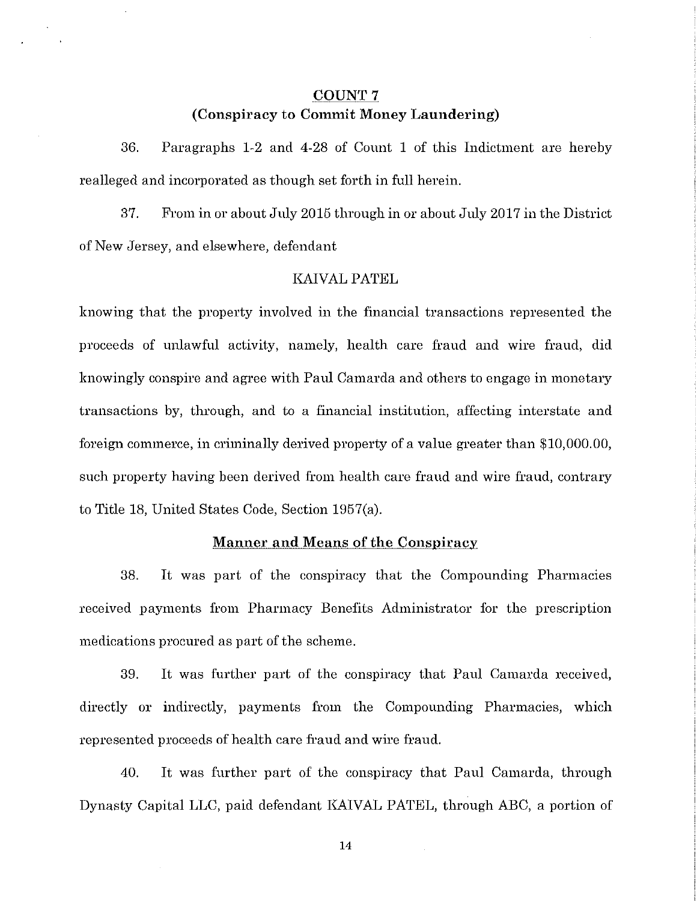## COUNT 7
## (Conspiracy to Commit Money Laundering)

36. Paragraphs 1-2 and 4-28 of Count 1 of this Indictment are hereby realleged and incorporated as though set forth in full herein.

37. From in or about July 2015 through in or about July 2017 in the District of New Jersey, and elsewhere, defendant

KAIVAL PATEL

knowing that the property involved in the financial transactions represented the proceeds of unlawful activity, namely, health care fraud and wire fraud, did knowingly conspire and agree with Paul Camarda and others to engage in monetary transactions by, through, and to a financial institution, affecting interstate and foreign commerce, in criminally derived property of a value greater than $10,000.00, such property having been derived from health care fraud and wire fraud, contrary to Title 18, United States Code, Section 1957(a).

### Manner and Means of the Conspiracy

38. It was part of the conspiracy that the Compounding Pharmacies received payments from Pharmacy Benefits Administrator for the prescription medications procured as part of the scheme.

39. It was further part of the conspiracy that Paul Camarda received, directly or indirectly, payments from the Compounding Pharmacies, which represented proceeds of health care fraud and wire fraud.

40. It was further part of the conspiracy that Paul Camarda, through Dynasty Capital LLC, paid defendant KAIVAL PATEL, through ABC, a portion of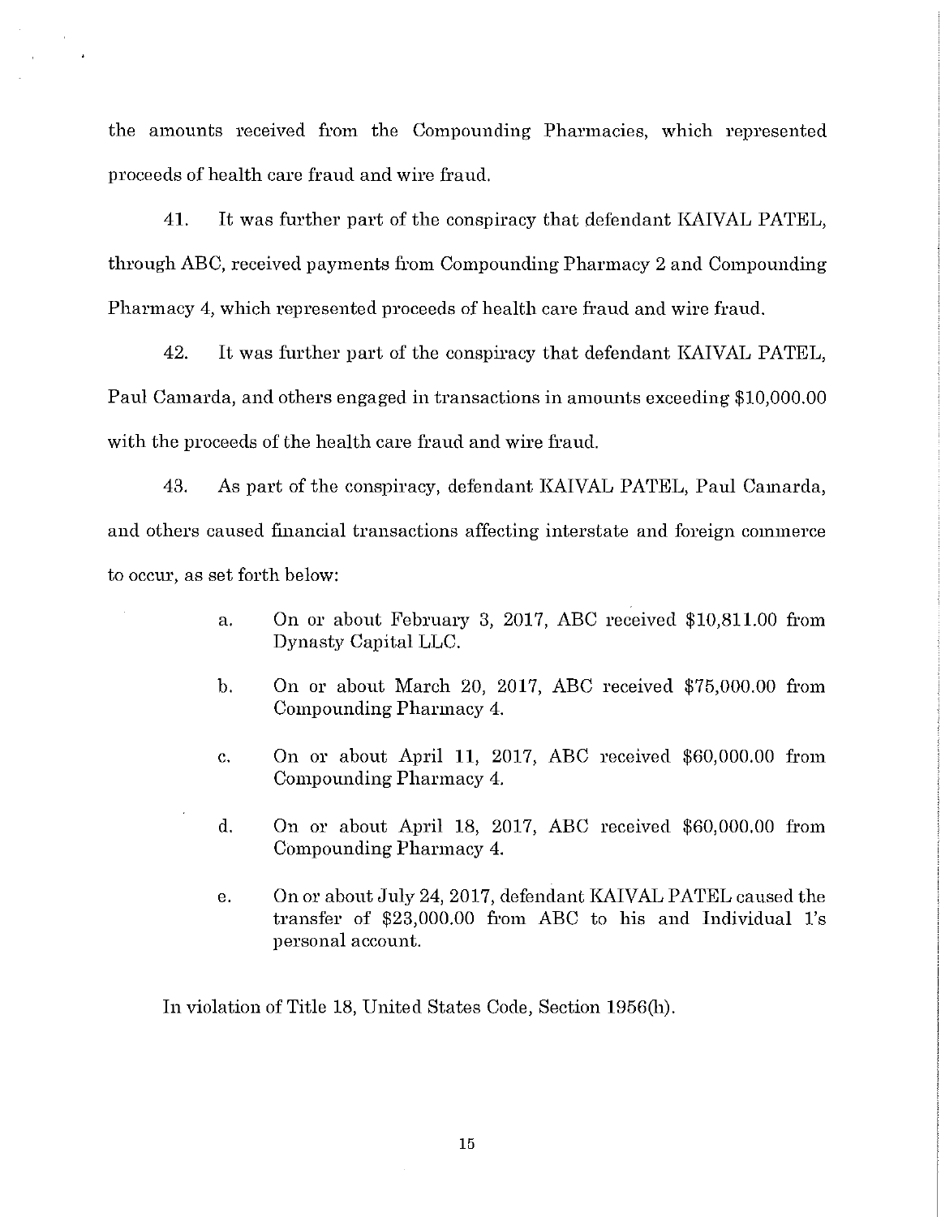the amounts received from the Compounding Pharmacies, which represented proceeds of health care fraud and wire fraud.

41. It was further part of the conspiracy that defendant KAIVAL PATEL, through ABC, received payments from Compounding Pharmacy 2 and Compounding Pharmacy 4, which represented proceeds of health care fraud and wire fraud.

42. It was further part of the conspiracy that defendant KAIVAL PATEL, Paul Camarda, and others engaged in transactions in amounts exceeding $10,000.00 with the proceeds of the health care fraud and wire fraud.

43. As part of the conspiracy, defendant KAIVAL PATEL, Paul Camarda, and others caused financial transactions affecting interstate and foreign commerce to occur, as set forth below:

a. On or about February 3, 2017, ABC received $10,811.00 from Dynasty Capital LLC.

b. On or about March 20, 2017, ABC received $75,000.00 from Compounding Pharmacy 4.

c. On or about April 11, 2017, ABC received $60,000.00 from Compounding Pharmacy 4.

d. On or about April 18, 2017, ABC received $60,000.00 from Compounding Pharmacy 4.

e. On or about July 24, 2017, defendant KAIVAL PATEL caused the transfer of $23,000.00 from ABC to his and Individual 1's personal account.

In violation of Title 18, United States Code, Section 1956(h).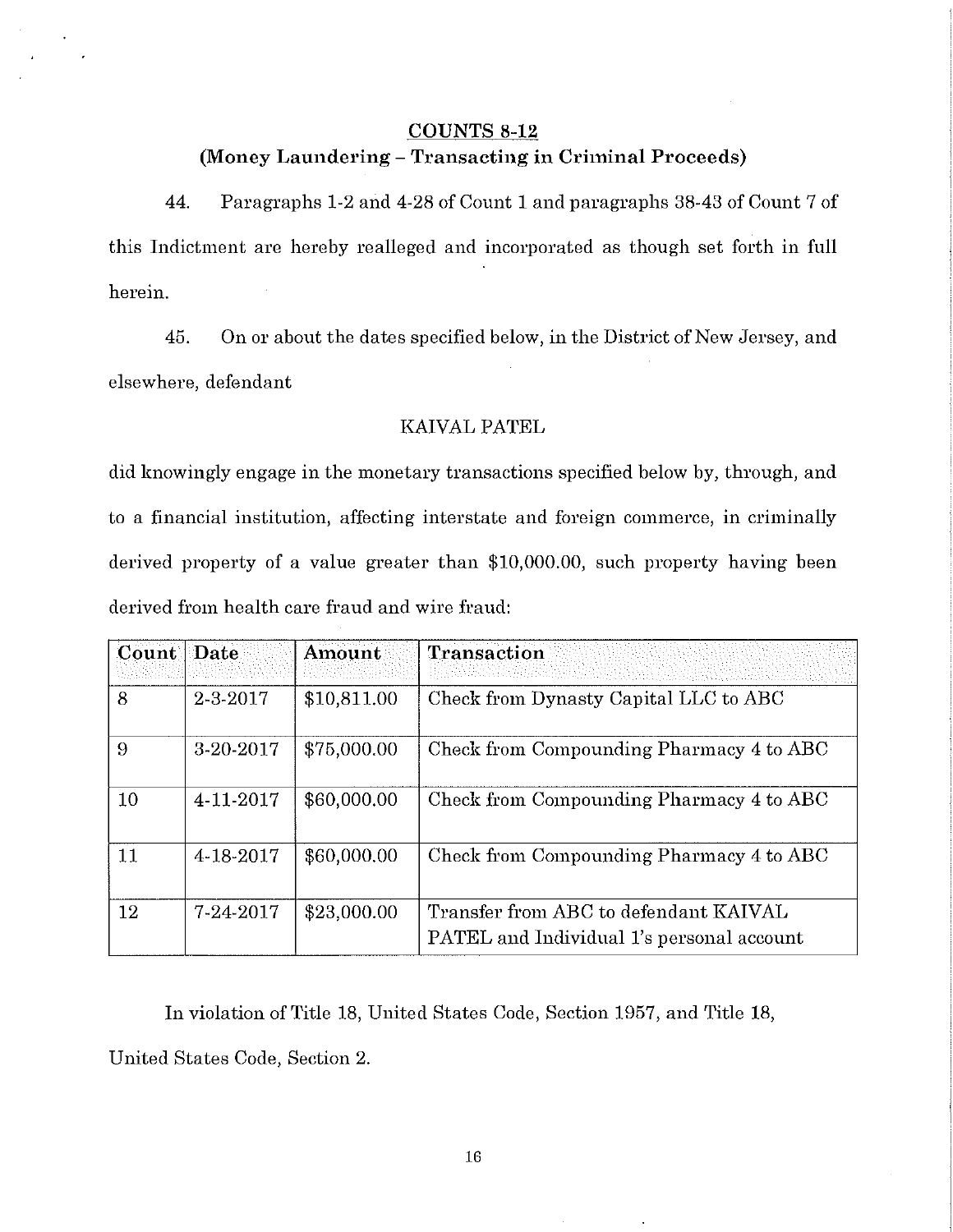## COUNTS 8-12

### (Money Laundering – Transacting in Criminal Proceeds)

44. Paragraphs 1-2 and 4-28 of Count 1 and paragraphs 38-43 of Count 7 of this Indictment are hereby realleged and incorporated as though set forth in full herein.

45. On or about the dates specified below, in the District of New Jersey, and elsewhere, defendant

KAIVAL PATEL

did knowingly engage in the monetary transactions specified below by, through, and to a financial institution, affecting interstate and foreign commerce, in criminally derived property of a value greater than $10,000.00, such property having been derived from health care fraud and wire fraud:

| Count | Date | Amount | Transaction |
|---|---|---|---|
| 8 | 2-3-2017 | $10,811.00 | Check from Dynasty Capital LLC to ABC |
| 9 | 3-20-2017 | $75,000.00 | Check from Compounding Pharmacy 4 to ABC |
| 10 | 4-11-2017 | $60,000.00 | Check from Compounding Pharmacy 4 to ABC |
| 11 | 4-18-2017 | $60,000.00 | Check from Compounding Pharmacy 4 to ABC |
| 12 | 7-24-2017 | $23,000.00 | Transfer from ABC to defendant KAIVAL PATEL and Individual 1's personal account |

In violation of Title 18, United States Code, Section 1957, and Title 18, United States Code, Section 2.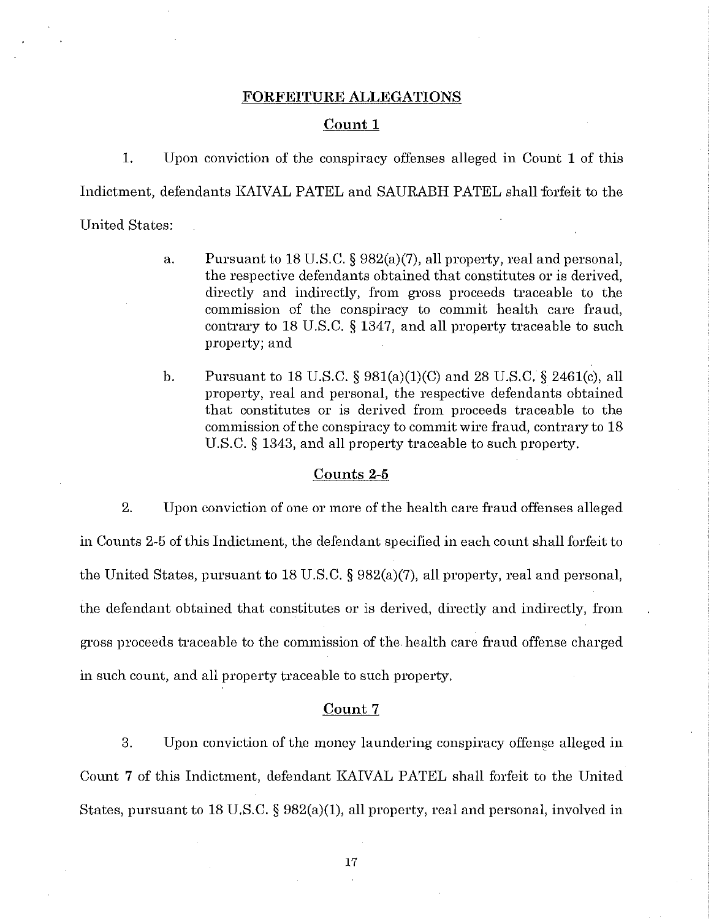## FORFEITURE ALLEGATIONS

### Count 1

1. Upon conviction of the conspiracy offenses alleged in Count 1 of this Indictment, defendants KAIVAL PATEL and SAURABH PATEL shall forfeit to the United States:

   a. Pursuant to 18 U.S.C. § 982(a)(7), all property, real and personal, the respective defendants obtained that constitutes or is derived, directly and indirectly, from gross proceeds traceable to the commission of the conspiracy to commit health care fraud, contrary to 18 U.S.C. § 1347, and all property traceable to such property; and

   b. Pursuant to 18 U.S.C. § 981(a)(1)(C) and 28 U.S.C. § 2461(c), all property, real and personal, the respective defendants obtained that constitutes or is derived from proceeds traceable to the commission of the conspiracy to commit wire fraud, contrary to 18 U.S.C. § 1343, and all property traceable to such property.

### Counts 2-5

2. Upon conviction of one or more of the health care fraud offenses alleged in Counts 2-5 of this Indictment, the defendant specified in each count shall forfeit to the United States, pursuant to 18 U.S.C. § 982(a)(7), all property, real and personal, the defendant obtained that constitutes or is derived, directly and indirectly, from gross proceeds traceable to the commission of the health care fraud offense charged in such count, and all property traceable to such property.

### Count 7

3. Upon conviction of the money laundering conspiracy offense alleged in Count 7 of this Indictment, defendant KAIVAL PATEL shall forfeit to the United States, pursuant to 18 U.S.C. § 982(a)(1), all property, real and personal, involved in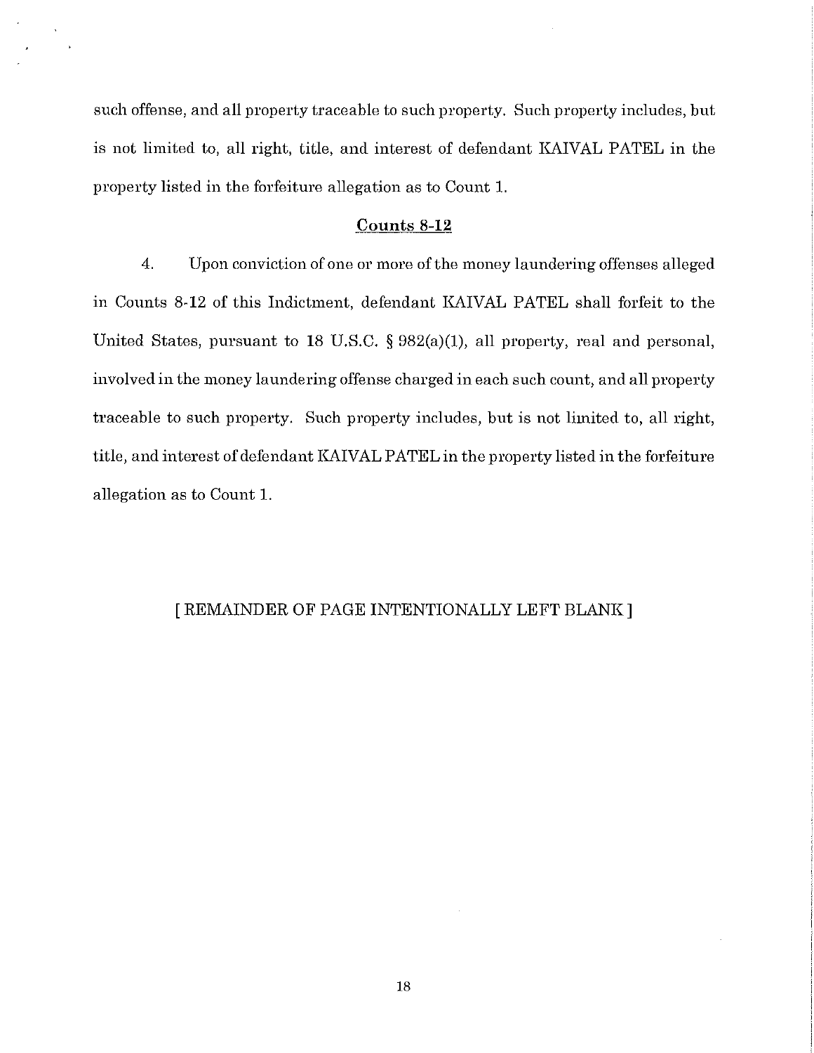such offense, and all property traceable to such property. Such property includes, but is not limited to, all right, title, and interest of defendant KAIVAL PATEL in the property listed in the forfeiture allegation as to Count 1.

## Counts 8-12

4. Upon conviction of one or more of the money laundering offenses alleged in Counts 8-12 of this Indictment, defendant KAIVAL PATEL shall forfeit to the United States, pursuant to 18 U.S.C. § 982(a)(1), all property, real and personal, involved in the money laundering offense charged in each such count, and all property traceable to such property. Such property includes, but is not limited to, all right, title, and interest of defendant KAIVAL PATEL in the property listed in the forfeiture allegation as to Count 1.

[ REMAINDER OF PAGE INTENTIONALLY LEFT BLANK ]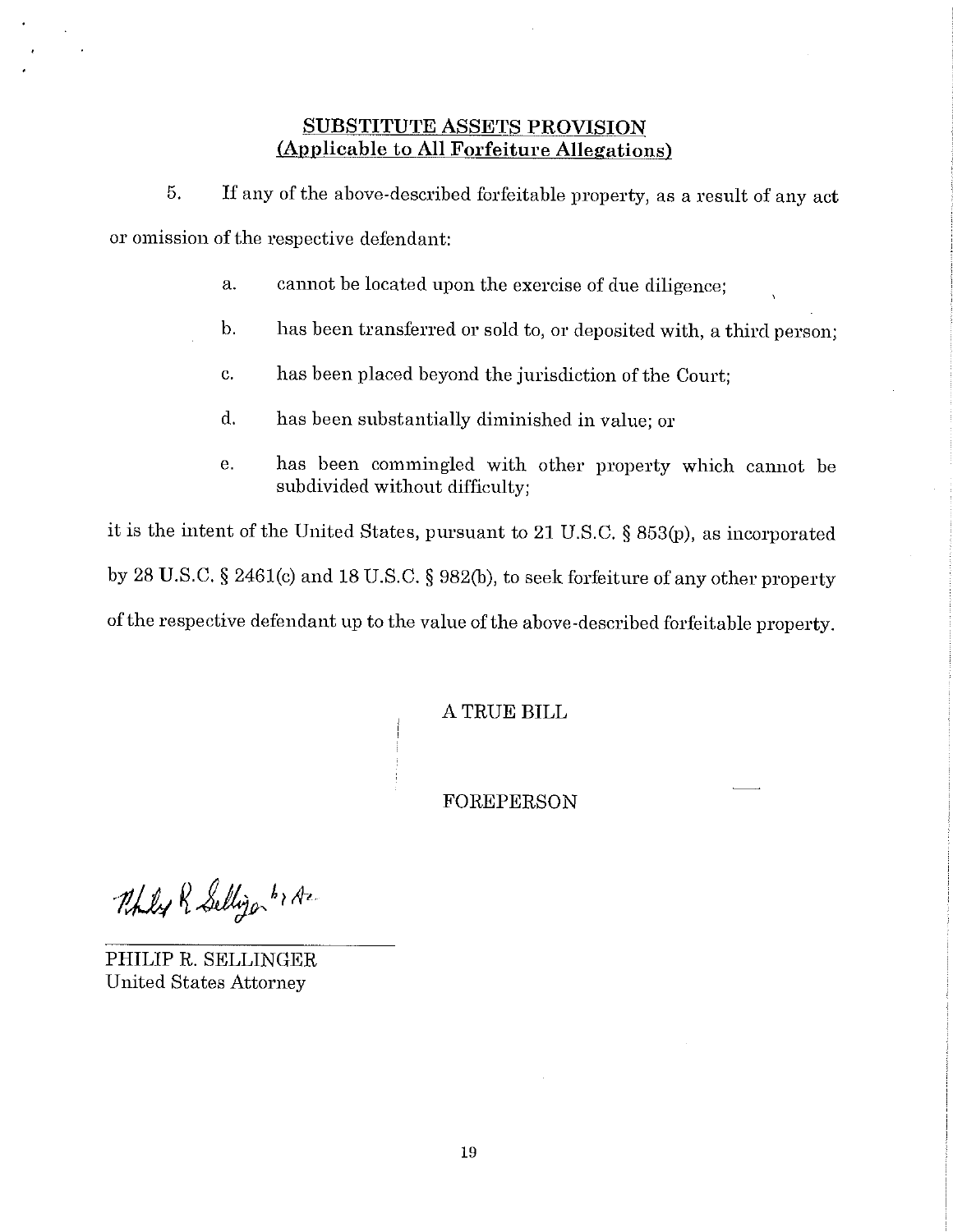## SUBSTITUTE ASSETS PROVISION
### (Applicable to All Forfeiture Allegations)

5. If any of the above-described forfeitable property, as a result of any act or omission of the respective defendant:

   a. cannot be located upon the exercise of due diligence;

   b. has been transferred or sold to, or deposited with, a third person;

   c. has been placed beyond the jurisdiction of the Court;

   d. has been substantially diminished in value; or

   e. has been commingled with other property which cannot be subdivided without difficulty;

it is the intent of the United States, pursuant to 21 U.S.C. § 853(p), as incorporated by 28 U.S.C. § 2461(c) and 18 U.S.C. § 982(b), to seek forfeiture of any other property of the respective defendant up to the value of the above-described forfeitable property.

A TRUE BILL

FOREPERSON

Philip R. Sellinger by AR

PHILIP R. SELLINGER
United States Attorney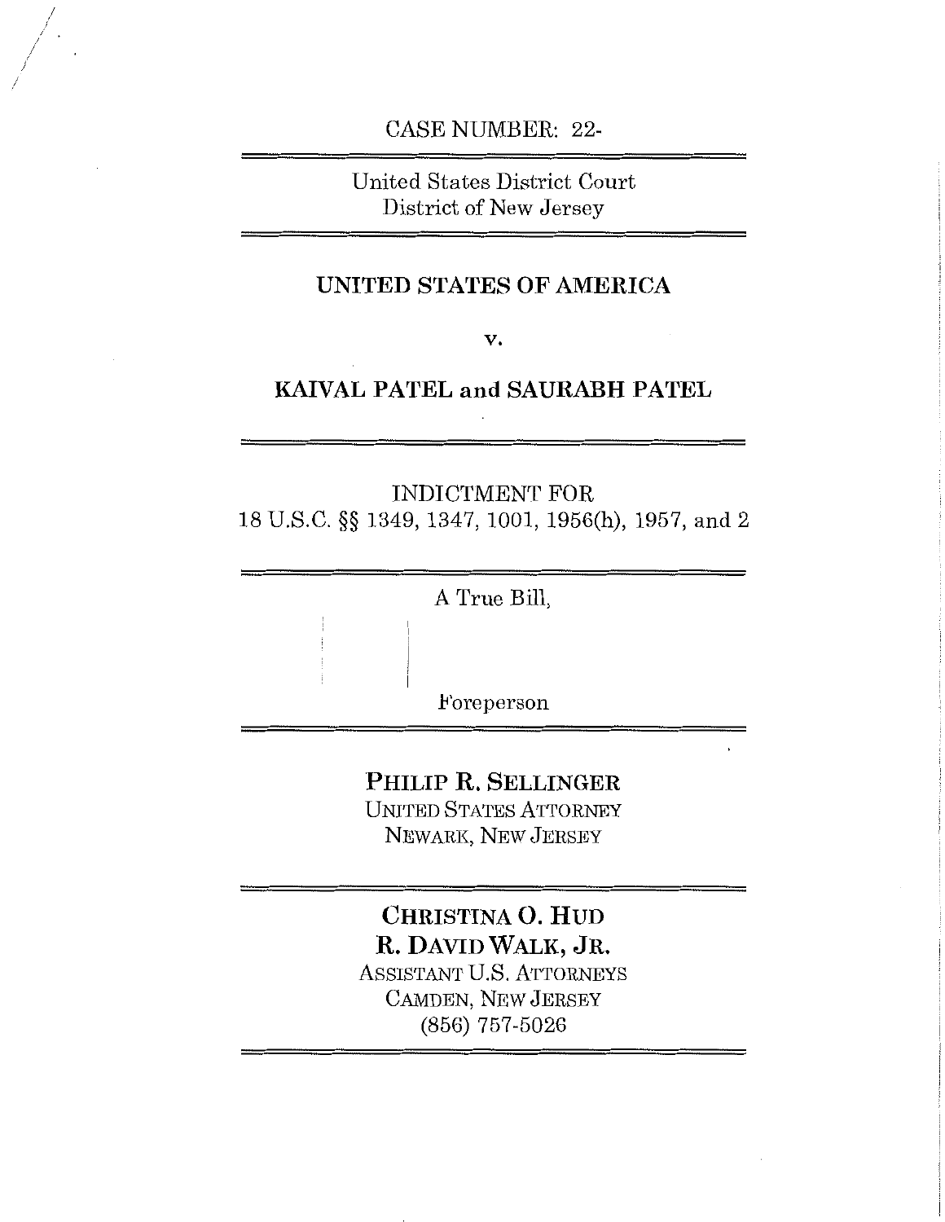CASE NUMBER: 22-

United States District Court
District of New Jersey

**UNITED STATES OF AMERICA**

**v.**

**KAIVAL PATEL and SAURABH PATEL**

INDICTMENT FOR
18 U.S.C. §§ 1349, 1347, 1001, 1956(h), 1957, and 2

A True Bill,

Foreperson

**PHILIP R. SELLINGER**
UNITED STATES ATTORNEY
NEWARK, NEW JERSEY

**CHRISTINA O. HUD**
**R. DAVID WALK, JR.**
ASSISTANT U.S. ATTORNEYS
CAMDEN, NEW JERSEY
(856) 757-5026